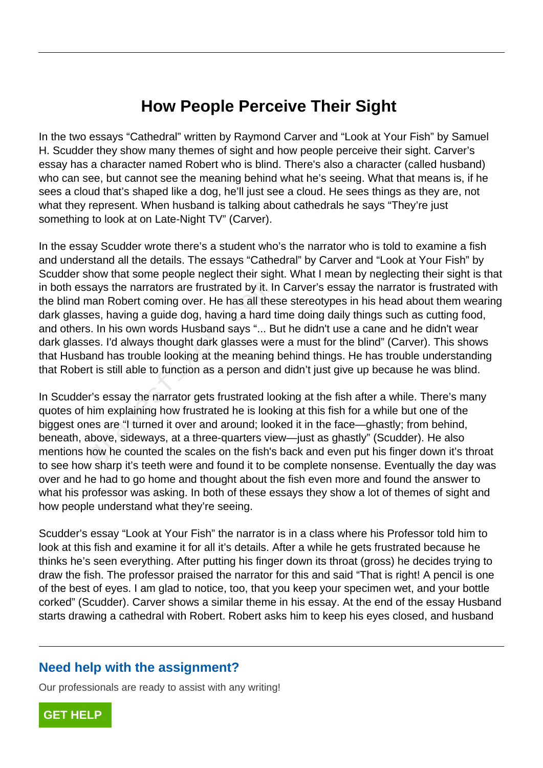# How People Perceive Their Sight

In the two essays “Cathedral” written by Raymond Carver and “Look at Your Fish” by Samuel H. Scudder they show many themes of sight and how people perceive their sight. Carver’s essay has a character named Robert who is blind. There's also a character (called husband) who can see, but cannot see the meaning behind what he’s seeing. What that means is, if he sees a cloud that’s shaped like a dog, he’ll just see a cloud. He sees things as they are, not what they represent. When husband is talking about cathedrals he says “They’re just something to look at on Late-Night TV” (Carver).

In the essay Scudder wrote there’s a student who’s the narrator who is told to examine a fish and understand all the details. The essays “Cathedral” by Carver and “Look at Your Fish” by Scudder show that some people neglect their sight. What I mean by neglecting their sight is that in both essays the narrators are frustrated by it. In Carver’s essay the narrator is frustrated with the blind man Robert coming over. He has all these stereotypes in his head about them wearing dark glasses, having a guide dog, having a hard time doing daily things such as cutting food, and others. In his own words Husband says “... But he didn't use a cane and he didn't wear dark glasses. I'd always thought dark glasses were a must for the blind” (Carver). This shows that Husband has trouble looking at the meaning behind things. He has trouble understanding that Robert is still able to function as a person and didn’t just give up because he was blind.

In Scudder’s essay the narrator gets frustrated looking at the fish after a while. There’s many quotes of him explaining how frustrated he is looking at this fish for a while but one of the biggest ones are “I turned it over and around; looked it in the face—ghastly; from behind, beneath, above, sideways, at a three-quarters view—just as ghastly” (Scudder). He also mentions how he counted the scales on the fish's back and even put his finger down it’s throat to see how sharp it’s teeth were and found it to be complete nonsense. Eventually the day was over and he had to go home and thought about the fish even more and found the answer to what his professor was asking. In both of these essays they show a lot of themes of sight and how people understand what they’re seeing.

Scudder’s essay “Look at Your Fish” the narrator is in a class where his Professor told him to look at this fish and examine it for all it’s details. After a while he gets frustrated because he thinks he’s seen everything. After putting his finger down its throat (gross) he decides trying to draw the fish. The professor praised the narrator for this and said “That is right! A pencil is one of the best of eyes. I am glad to notice, too, that you keep your specimen wet, and your bottle corked” (Scudder). Carver shows a similar theme in his essay. At the end of the essay Husband starts drawing a cathedral with Robert. Robert asks him to keep his eyes closed, and husband

## Need help with the assignment?

Our professionals are ready to assist with any writing!

GET HELP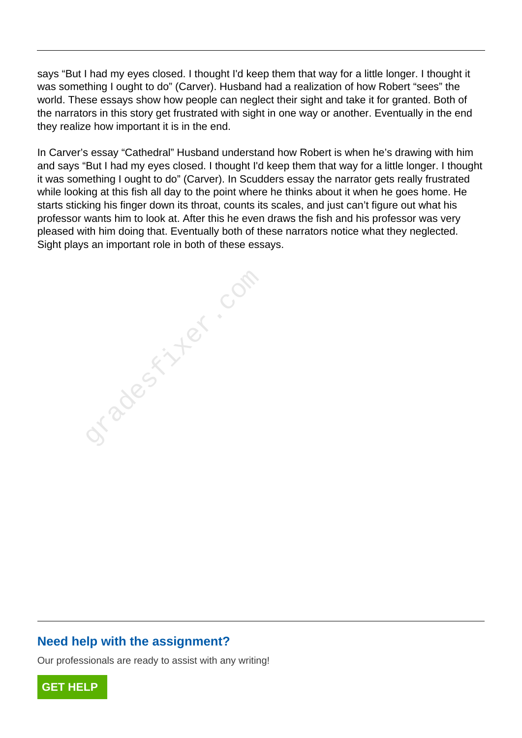says "But I had my eyes closed. I thought I'd keep them that way for a little longer. I thought it was something I ought to do" (Carver). Husband had a realization of how Robert "sees" the world. These essays show how people can neglect their sight and take it for granted. Both of the narrators in this story get frustrated with sight in one way or another. Eventually in the end they realize how important it is in the end.

In Carver's essay "Cathedral" Husband understand how Robert is when he's drawing with him and says "But I had my eyes closed. I thought I'd keep them that way for a little longer. I thought it was something I ought to do" (Carver). In Scudders essay the narrator gets really frustrated while looking at this fish all day to the point where he thinks about it when he goes home. He starts sticking his finger down its throat, counts its scales, and just can't figure out what his professor wants him to look at. After this he even draws the fish and his professor was very pleased with him doing that. Eventually both of these narrators notice what they neglected. Sight plays an important role in both of these essays.